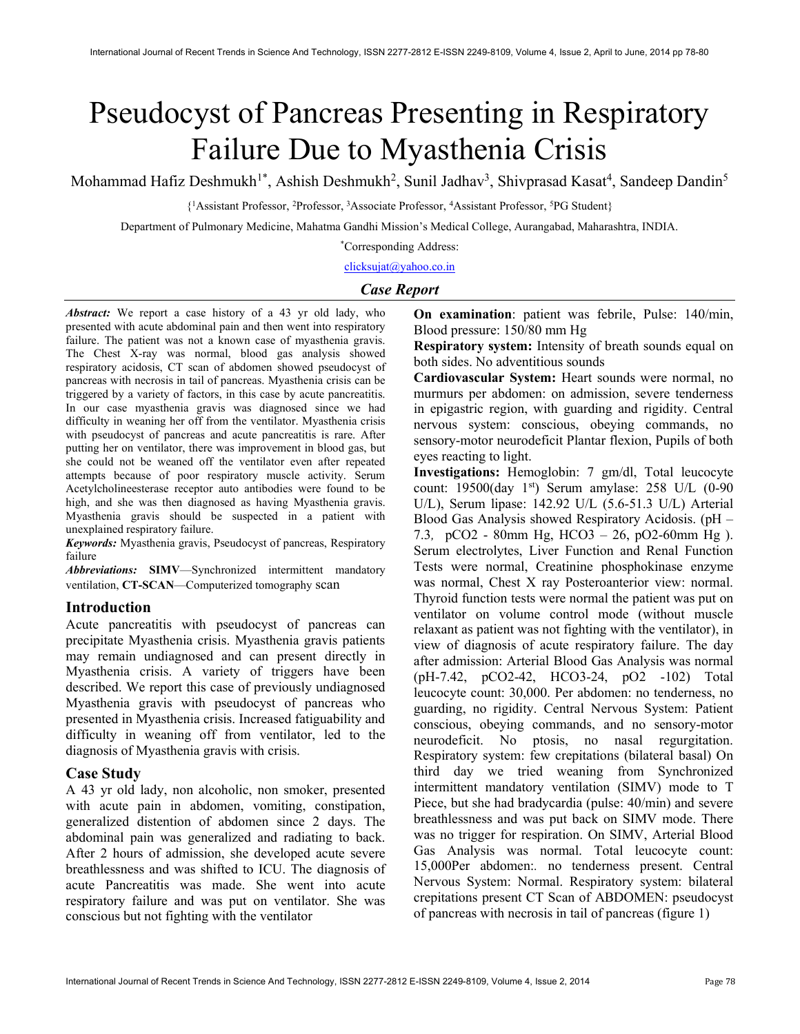# Pseudocyst of Pancreas Presenting in Respiratory Failure Due to Myasthenia Crisis

Mohammad Hafiz Deshmukh[1*], Ashish Deshmukh[2], Sunil Jadhav[3], Shivprasad Kasat[4], Sandeep Dandin[5]

{[1]Assistant Professor, [2]Professor, [3]Associate Professor, [4]Assistant Professor, [5]PG Student}

Department of Pulmonary Medicine, Mahatma Gandhi Mission's Medical College, Aurangabad, Maharashtra, INDIA.

*Corresponding Address:

clicksujat@yahoo.co.in

### *Case Report*

***Abstract:*** We report a case history of a 43 yr old lady, who presented with acute abdominal pain and then went into respiratory failure. The patient was not a known case of myasthenia gravis. The Chest X-ray was normal, blood gas analysis showed respiratory acidosis, CT scan of abdomen showed pseudocyst of pancreas with necrosis in tail of pancreas. Myasthenia crisis can be triggered by a variety of factors, in this case by acute pancreatitis. In our case myasthenia gravis was diagnosed since we had difficulty in weaning her off from the ventilator. Myasthenia crisis with pseudocyst of pancreas and acute pancreatitis is rare. After putting her on ventilator, there was improvement in blood gas, but she could not be weaned off the ventilator even after repeated attempts because of poor respiratory muscle activity. Serum Acetylcholineesterase receptor auto antibodies were found to be high, and she was then diagnosed as having Myasthenia gravis. Myasthenia gravis should be suspected in a patient with unexplained respiratory failure.

***Keywords:*** Myasthenia gravis, Pseudocyst of pancreas, Respiratory failure

***Abbreviations:*** **SIMV**—Synchronized intermittent mandatory ventilation, **CT-SCAN**—Computerized tomography scan

## Introduction

Acute pancreatitis with pseudocyst of pancreas can precipitate Myasthenia crisis. Myasthenia gravis patients may remain undiagnosed and can present directly in Myasthenia crisis. A variety of triggers have been described. We report this case of previously undiagnosed Myasthenia gravis with pseudocyst of pancreas who presented in Myasthenia crisis. Increased fatiguability and difficulty in weaning off from ventilator, led to the diagnosis of Myasthenia gravis with crisis.

## Case Study

A 43 yr old lady, non alcoholic, non smoker, presented with acute pain in abdomen, vomiting, constipation, generalized distention of abdomen since 2 days. The abdominal pain was generalized and radiating to back. After 2 hours of admission, she developed acute severe breathlessness and was shifted to ICU. The diagnosis of acute Pancreatitis was made. She went into acute respiratory failure and was put on ventilator. She was conscious but not fighting with the ventilator

**On examination**: patient was febrile, Pulse: 140/min, Blood pressure: 150/80 mm Hg

**Respiratory system:** Intensity of breath sounds equal on both sides. No adventitious sounds

**Cardiovascular System:** Heart sounds were normal, no murmurs per abdomen: on admission, severe tenderness in epigastric region, with guarding and rigidity. Central nervous system: conscious, obeying commands, no sensory-motor neurodeficit Plantar flexion, Pupils of both eyes reacting to light.

**Investigations:** Hemoglobin: 7 gm/dl, Total leucocyte count: 19500(day 1[st]) Serum amylase: 258 U/L (0-90 U/L), Serum lipase: 142.92 U/L (5.6-51.3 U/L) Arterial Blood Gas Analysis showed Respiratory Acidosis. (pH – 7.3, $pCO_2$ - 80mm Hg, $HCO_3$ – 26, $pO_2$-60mm Hg ). Serum electrolytes, Liver Function and Renal Function Tests were normal, Creatinine phosphokinase enzyme was normal, Chest X ray Posteroanterior view: normal. Thyroid function tests were normal the patient was put on ventilator on volume control mode (without muscle relaxant as patient was not fighting with the ventilator), in view of diagnosis of acute respiratory failure. The day after admission: Arterial Blood Gas Analysis was normal (pH-7.42, $pCO_2$-42, $HCO_3$-24, $pO_2$ -102) Total leucocyte count: 30,000. Per abdomen: no tenderness, no guarding, no rigidity. Central Nervous System: Patient conscious, obeying commands, and no sensory-motor neurodeficit. No ptosis, no nasal regurgitation. Respiratory system: few crepitations (bilateral basal) On third day we tried weaning from Synchronized intermittent mandatory ventilation (SIMV) mode to T Piece, but she had bradycardia (pulse: 40/min) and severe breathlessness and was put back on SIMV mode. There was no trigger for respiration. On SIMV, Arterial Blood Gas Analysis was normal. Total leucocyte count: 15,000Per abdomen:. no tenderness present. Central Nervous System: Normal. Respiratory system: bilateral crepitations present CT Scan of ABDOMEN: pseudocyst of pancreas with necrosis in tail of pancreas (figure 1)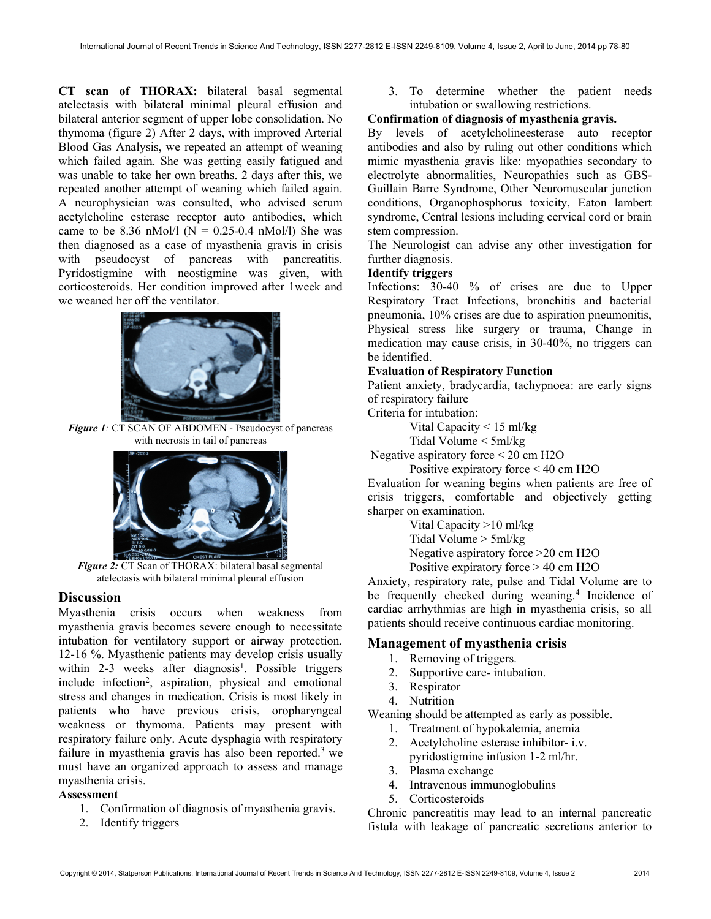**CT scan of THORAX:** bilateral basal segmental atelectasis with bilateral minimal pleural effusion and bilateral anterior segment of upper lobe consolidation. No thymoma (figure 2) After 2 days, with improved Arterial Blood Gas Analysis, we repeated an attempt of weaning which failed again. She was getting easily fatigued and was unable to take her own breaths. 2 days after this, we repeated another attempt of weaning which failed again. A neurophysician was consulted, who advised serum acetylcholine esterase receptor auto antibodies, which came to be 8.36 nMol/l (N = 0.25-0.4 nMol/l) She was then diagnosed as a case of myasthenia gravis in crisis with pseudocyst of pancreas with pancreatitis. Pyridostigmine with neostigmine was given, with corticosteroids. Her condition improved after 1week and we weaned her off the ventilator.

***Figure 1**:* CT SCAN OF ABDOMEN - Pseudocyst of pancreas with necrosis in tail of pancreas

***Figure 2:*** CT Scan of THORAX: bilateral basal segmental atelectasis with bilateral minimal pleural effusion

## Discussion

Myasthenia crisis occurs when weakness from myasthenia gravis becomes severe enough to necessitate intubation for ventilatory support or airway protection. 12-16 %. Myasthenic patients may develop crisis usually within 2-3 weeks after diagnosis[1]. Possible triggers include infection[2], aspiration, physical and emotional stress and changes in medication. Crisis is most likely in patients who have previous crisis, oropharyngeal weakness or thymoma. Patients may present with respiratory failure only. Acute dysphagia with respiratory failure in myasthenia gravis has also been reported.[3] we must have an organized approach to assess and manage myasthenia crisis.

**Assessment**

1. Confirmation of diagnosis of myasthenia gravis.
2. Identify triggers
3. To determine whether the patient needs intubation or swallowing restrictions.

**Confirmation of diagnosis of myasthenia gravis.**

By levels of acetylcholineesterase auto receptor antibodies and also by ruling out other conditions which mimic myasthenia gravis like: myopathies secondary to electrolyte abnormalities, Neuropathies such as GBS-Guillain Barre Syndrome, Other Neuromuscular junction conditions, Organophosphorus toxicity, Eaton lambert syndrome, Central lesions including cervical cord or brain stem compression.

The Neurologist can advise any other investigation for further diagnosis.

**Identify triggers**

Infections: 30-40 % of crises are due to Upper Respiratory Tract Infections, bronchitis and bacterial pneumonia, 10% crises are due to aspiration pneumonitis, Physical stress like surgery or trauma, Change in medication may cause crisis, in 30-40%, no triggers can be identified.

**Evaluation of Respiratory Function**

Patient anxiety, bradycardia, tachypnoea: are early signs of respiratory failure

Criteria for intubation:

Vital Capacity < 15 ml/kg
Tidal Volume < 5ml/kg
Negative aspiratory force < 20 cm H2O
Positive expiratory force < 40 cm H2O

Evaluation for weaning begins when patients are free of crisis triggers, comfortable and objectively getting sharper on examination.

Vital Capacity >10 ml/kg
Tidal Volume > 5ml/kg
Negative aspiratory force >20 cm H2O
Positive expiratory force > 40 cm H2O

Anxiety, respiratory rate, pulse and Tidal Volume are to be frequently checked during weaning.[4] Incidence of cardiac arrhythmias are high in myasthenia crisis, so all patients should receive continuous cardiac monitoring.

## Management of myasthenia crisis

1. Removing of triggers.
2. Supportive care- intubation.
3. Respirator
4. Nutrition

Weaning should be attempted as early as possible.

1. Treatment of hypokalemia, anemia
2. Acetylcholine esterase inhibitor- i.v. pyridostigmine infusion 1-2 ml/hr.
3. Plasma exchange
4. Intravenous immunoglobulins
5. Corticosteroids

Chronic pancreatitis may lead to an internal pancreatic fistula with leakage of pancreatic secretions anterior to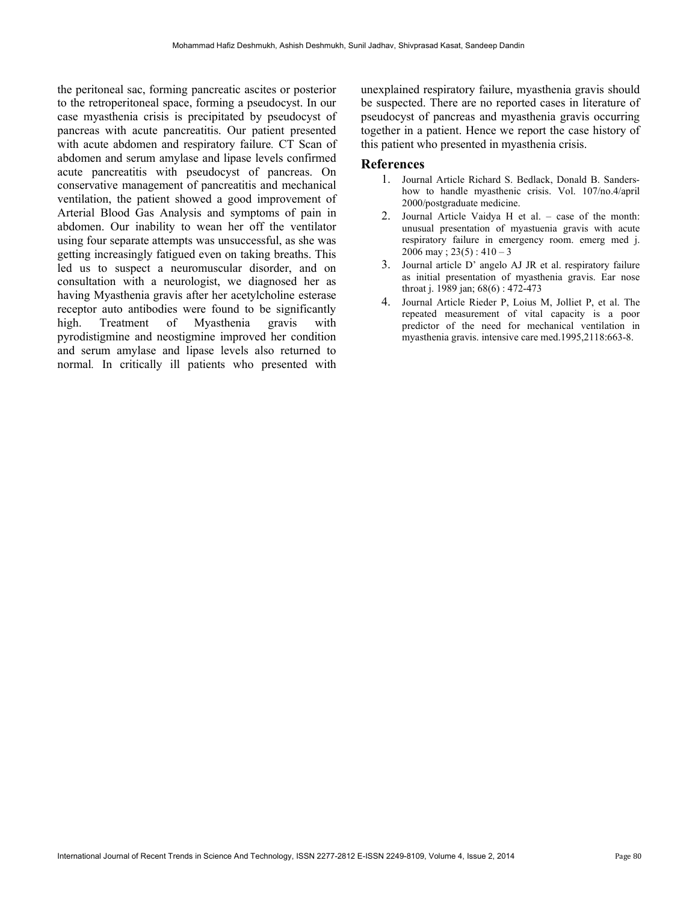the peritoneal sac, forming pancreatic ascites or posterior to the retroperitoneal space, forming a pseudocyst. In our case myasthenia crisis is precipitated by pseudocyst of pancreas with acute pancreatitis. Our patient presented with acute abdomen and respiratory failure. CT Scan of abdomen and serum amylase and lipase levels confirmed acute pancreatitis with pseudocyst of pancreas. On conservative management of pancreatitis and mechanical ventilation, the patient showed a good improvement of Arterial Blood Gas Analysis and symptoms of pain in abdomen. Our inability to wean her off the ventilator using four separate attempts was unsuccessful, as she was getting increasingly fatigued even on taking breaths. This led us to suspect a neuromuscular disorder, and on consultation with a neurologist, we diagnosed her as having Myasthenia gravis after her acetylcholine esterase receptor auto antibodies were found to be significantly high. Treatment of Myasthenia gravis with pyrodistigmine and neostigmine improved her condition and serum amylase and lipase levels also returned to normal. In critically ill patients who presented with unexplained respiratory failure, myasthenia gravis should be suspected. There are no reported cases in literature of pseudocyst of pancreas and myasthenia gravis occurring together in a patient. Hence we report the case history of this patient who presented in myasthenia crisis.

## References

1. Journal Article Richard S. Bedlack, Donald B. Sanders- how to handle myasthenic crisis. Vol. 107/no.4/april 2000/postgraduate medicine.
2. Journal Article Vaidya H et al. – case of the month: unusual presentation of myastuenia gravis with acute respiratory failure in emergency room. emerg med j. 2006 may ; 23(5) : 410 – 3
3. Journal article D' angelo AJ JR et al. respiratory failure as initial presentation of myasthenia gravis. Ear nose throat j. 1989 jan; 68(6) : 472-473
4. Journal Article Rieder P, Loius M, Jolliet P, et al. The repeated measurement of vital capacity is a poor predictor of the need for mechanical ventilation in myasthenia gravis. intensive care med.1995,2118:663-8.